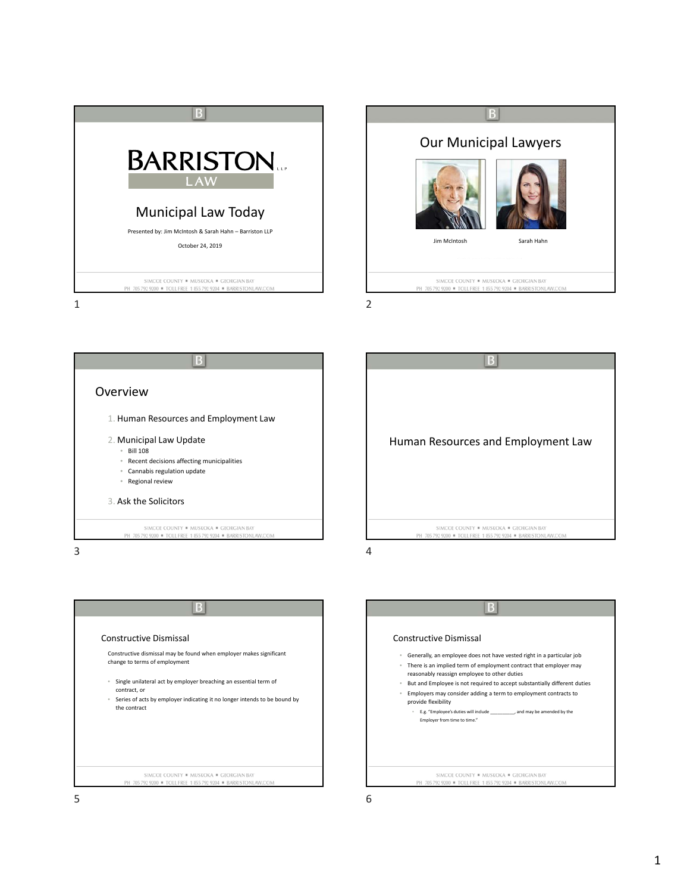# BARRISTON LAW

## Municipal Law Today

Presented by: Jim McIntosh & Sarah Hahn – Barriston LLP

October 24, 2019

## Our Municipal Lawyers

Jim McIntosh

Sarah Hahn

## Overview

1. Human Resources and Employment Law
2. Municipal Law Update
   - Bill 108
   - Recent decisions affecting municipalities
   - Cannabis regulation update
   - Regional review
3. Ask the Solicitors

## Human Resources and Employment Law

### Constructive Dismissal

Constructive dismissal may be found when employer makes significant change to terms of employment

- Single unilateral act by employer breaching an essential term of contract, or
- Series of acts by employer indicating it no longer intends to be bound by the contract

### Constructive Dismissal

- Generally, an employee does not have vested right in a particular job
- There is an implied term of employment contract that employer may reasonably reassign employee to other duties
- But and Employee is not required to accept substantially different duties
- Employers may consider adding a term to employment contracts to provide flexibility
  - E.g. "Employee's duties will include __________, and may be amended by the Employer from time to time."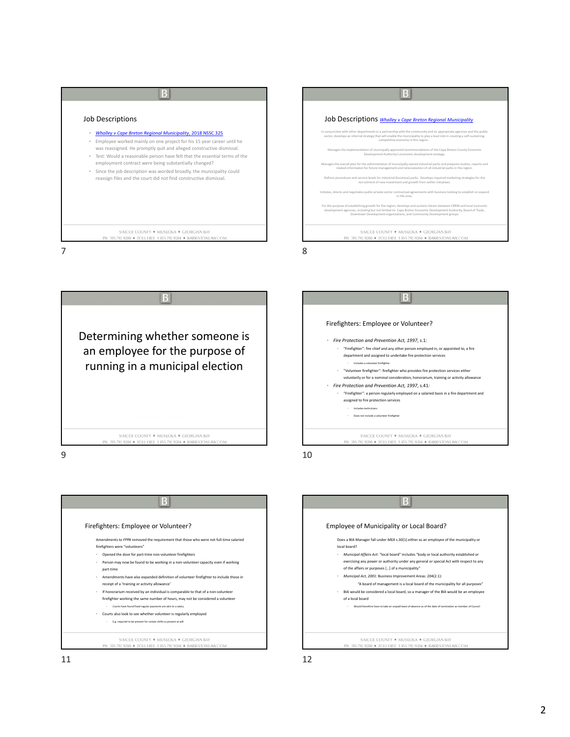## Job Descriptions

- *Whalley v Cape Breton Regional Municipality*, 2018 NSSC 325
- Employee worked mainly on one project for his 15 year career until he was reassigned. He promptly quit and alleged constructive dismissal.
- Test: Would a reasonable person have felt that the essential terms of the employment contract were being substantially changed?
- Since the job description was worded broadly, the municipality could reassign files and the court did not find constructive dismissal.

## Job Descriptions *Whalley v Cape Breton Regional Municipality*

In conjunction with other departments in a partnership with the community and its appropriate agencies and the public sector, develops an internal strategy that will enable the municipality to play a lead role in creating a self-sustaining, competitive economy in this region.

Manages the implementation of municipally approved recommendations of the Cape Breton County Economic Development Authority's economic development strategy.

Manages the overall plan for the administration of municipally owned industrial parks and prepares studies, reports and related information for future management and rationalization of all industrial parks in the region.

Defines procedures and service levels for industrial (business) parks. Develops required marketing strategies for the recruitment of new investment and growth from within initiatives.

Initiates, directs and negotiates public private sector contractual agreements with business looking to establish or expand in the area.

For the purpose of establishing growth for the region, develops and sustains liaison between CBRM and local economic development agencies, including but not limited to: Cape Breton Economic Development Authority, Board of Trade, Downtown Development organizations, and Community Development groups

# Determining whether someone is an employee for the purpose of running in a municipal election

## Firefighters: Employee or Volunteer?

- *Fire Protection and Prevention Act, 1997*, s.1:
  - "Firefighter": fire chief and any other person employed in, or appointed to, a fire department and assigned to undertake fire protection services
    - Includes a volunteer firefighter
  - "Volunteer firefighter": firefighter who provides fire protection services either voluntarily or for a nominal consideration, honorarium, training or activity allowance
- *Fire Protection and Prevention Act, 1997*, s.41:
  - "Firefighter": a person regularly employed on a salaried basis in a fire department and assigned to fire protection services
    - Includes technicians
    - Does not include a volunteer firefighter

## Firefighters: Employee or Volunteer?

Amendments to *FPPA* removed the requirement that those who were not full-time salaried firefighters were "volunteers"

- Opened the door for part-time non-volunteer firefighters
- Person may now be found to be working in a non-volunteer capacity even if working part-time
- Amendments have also expanded definition of volunteer firefighter to include those in receipt of a 'training or activity allowance'
- If honorarium received by an individual is comparable to that of a non-volunteer firefighter working the same number of hours, may not be considered a volunteer
  - Courts have found fixed regular payments are akin to a salary
- Courts also look to see whether volunteer is regularly employed
  - E.g. required to be present for certain shifts vs present at will

## Employee of Municipality or Local Board?

Does a BIA Manager fall under *MEA* s.30(1) either as an employee of the municipality or local board?

- *Municipal Affairs Act*: "local board" includes "body or local authority established or exercising any power or authority under any general or special Act with respect to any of the affairs or purposes [...] of a municipality"
- *Municipal Act, 2001*: Business Improvement Areas: 204(2.1):
  - "A board of management is a local board of the municipality for all purposes"
- BIA would be considered a local board, so a manager of the BIA would be an employee of a local board
  - Would therefore have to take an unpaid leave of absence as of the date of nomination as member of Council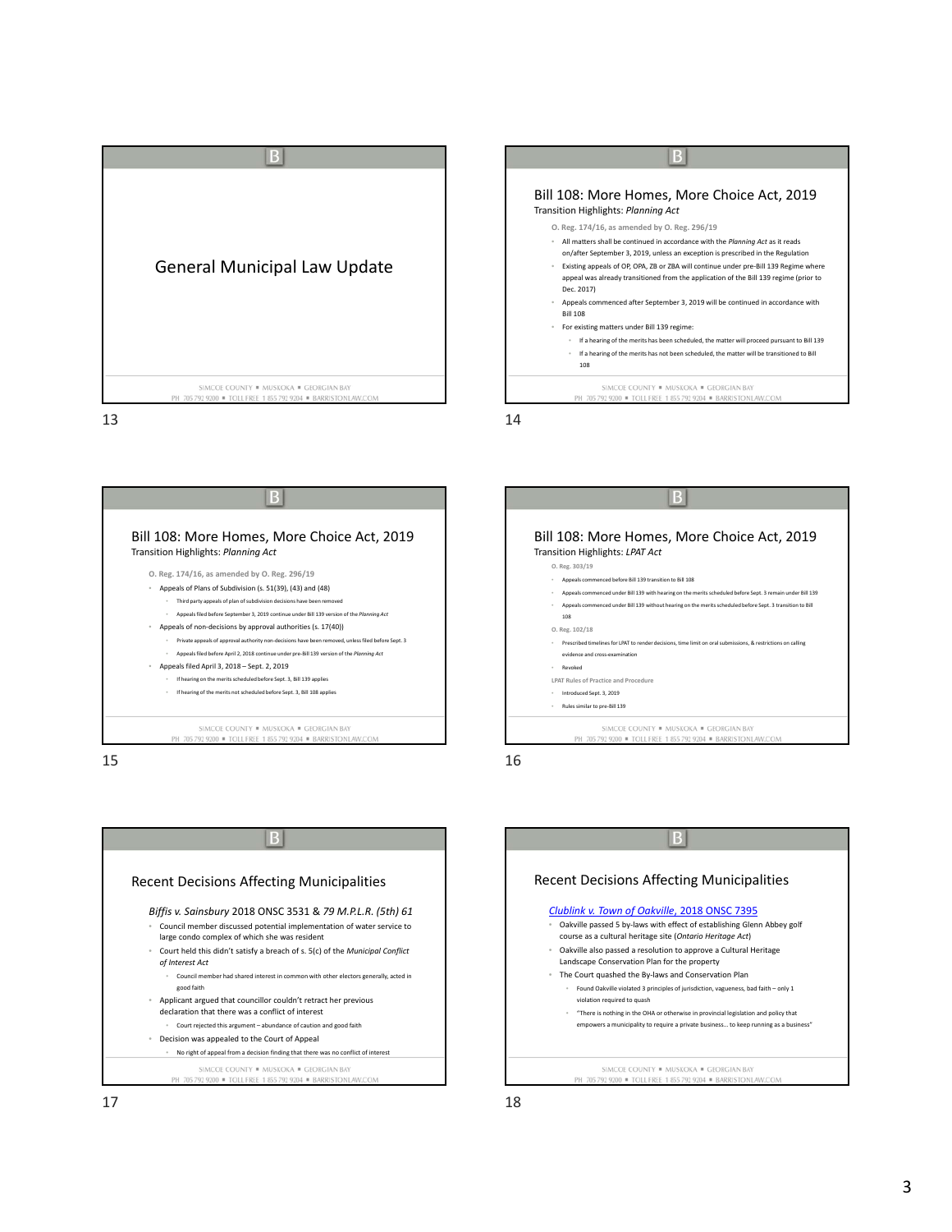# General Municipal Law Update

## Bill 108: More Homes, More Choice Act, 2019

Transition Highlights: *Planning Act*

**O. Reg. 174/16, as amended by O. Reg. 296/19**

- All matters shall be continued in accordance with the *Planning Act* as it reads on/after September 3, 2019, unless an exception is prescribed in the Regulation
- Existing appeals of OP, OPA, ZB or ZBA will continue under pre-Bill 139 Regime where appeal was already transitioned from the application of the Bill 139 regime (prior to Dec. 2017)
- Appeals commenced after September 3, 2019 will be continued in accordance with Bill 108
- For existing matters under Bill 139 regime:
  - If a hearing of the merits has been scheduled, the matter will proceed pursuant to Bill 139
  - If a hearing of the merits has not been scheduled, the matter will be transitioned to Bill 108

## Bill 108: More Homes, More Choice Act, 2019

Transition Highlights: *Planning Act*

**O. Reg. 174/16, as amended by O. Reg. 296/19**

- Appeals of Plans of Subdivision (s. 51(39), (43) and (48)
  - Third party appeals of plan of subdivision decisions have been removed
  - Appeals filed before September 3, 2019 continue under Bill 139 version of the *Planning Act*
- Appeals of non-decisions by approval authorities (s. 17(40))
  - Private appeals of approval authority non-decisions have been removed, unless filed before Sept. 3
  - Appeals filed before April 2, 2018 continue under pre-Bill 139 version of the *Planning Act*
- Appeals filed April 3, 2018 – Sept. 2, 2019
  - If hearing on the merits scheduled before Sept. 3, Bill 139 applies
  - If hearing of the merits not scheduled before Sept. 3, Bill 108 applies

## Bill 108: More Homes, More Choice Act, 2019

Transition Highlights: *LPAT Act*

**O. Reg. 303/19**

- Appeals commenced before Bill 139 transition to Bill 108
- Appeals commenced under Bill 139 with hearing on the merits scheduled before Sept. 3 remain under Bill 139
- Appeals commenced under Bill 139 without hearing on the merits scheduled before Sept. 3 transition to Bill 108

**O. Reg. 102/18**

- Prescribed timelines for LPAT to render decisions, time limit on oral submissions, & restrictions on calling evidence and cross-examination
- Revoked

**LPAT Rules of Practice and Procedure**

- Introduced Sept. 3, 2019
- Rules similar to pre-Bill 139

## Recent Decisions Affecting Municipalities

*Biffis v. Sainsbury* 2018 ONSC 3531 & *79 M.P.L.R. (5th) 61*

- Council member discussed potential implementation of water service to large condo complex of which she was resident
- Court held this didn't satisfy a breach of s. 5(c) of the *Municipal Conflict of Interest Act*
  - Council member had shared interest in common with other electors generally, acted in good faith
- Applicant argued that councillor couldn't retract her previous declaration that there was a conflict of interest
  - Court rejected this argument – abundance of caution and good faith
- Decision was appealed to the Court of Appeal
  - No right of appeal from a decision finding that there was no conflict of interest

## Recent Decisions Affecting Municipalities

*Clublink v. Town of Oakville*, 2018 ONSC 7395

- Oakville passed 5 by-laws with effect of establishing Glenn Abbey golf course as a cultural heritage site (*Ontario Heritage Act*)
- Oakville also passed a resolution to approve a Cultural Heritage Landscape Conservation Plan for the property
- The Court quashed the By-laws and Conservation Plan
  - Found Oakville violated 3 principles of jurisdiction, vagueness, bad faith – only 1 violation required to quash
  - "There is nothing in the OHA or otherwise in provincial legislation and policy that empowers a municipality to require a private business... to keep running as a business"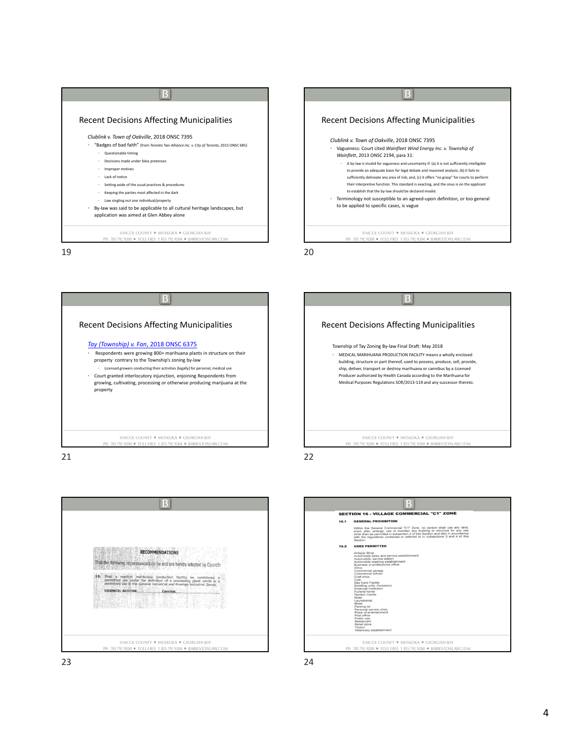## Recent Decisions Affecting Municipalities

*Clublink v. Town of Oakville*, 2018 ONSC 7395

- "Badges of bad faith" (from *Toronto Taxi Alliance Inc. v. City of Toronto*, 2015 ONSC 685)
  - Questionable timing
  - Decisions made under false pretenses
  - Improper motives
  - Lack of notice
  - Setting aside of the usual practices & procedures
  - Keeping the parties most affected in the dark
  - Law singling out one individual/property
- By-law was said to be applicable to all cultural heritage landscapes, but application was aimed at Glen Abbey alone

## Recent Decisions Affecting Municipalities

*Clublink v. Town of Oakville*, 2018 ONSC 7395

- Vagueness: Court cited *Wainfleet Wind Energy Inc. v. Township of Wainflett*, 2013 ONSC 2194, para 31:
  - A by-law is invalid for vagueness and uncertainty if: (a) it is not sufficiently intelligible to provide an adequate basis for legal debate and reasoned analysis; (b) it fails to sufficiently delineate any area of risk; and, (c) it offers "no grasp" for courts to perform their interpretive function. This standard is exacting, and the onus is on the applicant to establish that the by-law should be declared invalid.
- Terminology not susceptible to an agreed-upon definition, or too general to be applied to specific cases, is vague

## Recent Decisions Affecting Municipalities

*Tay (Township) v. Fan*, 2018 ONSC 6375

- Respondents were growing 800+ marihuana plants in structure on their property contrary to the Township's zoning by-law
  - Licensed growers conducting their activities (legally) for personal, medical use
- Court granted interlocutory injunction, enjoining Respondents from growing, cultivating, processing or otherwise producing marijuana at the property

## Recent Decisions Affecting Municipalities

Township of Tay Zoning By-law Final Draft: May 2018

- MEDICAL MARIHUANA PRODUCTION FACILITY means a wholly enclosed building, structure or part thereof, used to possess, produce, sell, provide, ship, deliver, transport or destroy marihuana or cannibus by a Licensed Producer authorized by Health Canada according to the Marihuana for Medical Purposes Regulations SOR/2013-119 and any successor thereto.

**RECOMMENDATIONS**

That the following recommendations be and are hereby adopted by Council:

15. That a medical marihuana production facility be considered a permitted use under the definition of a processing plant which is a permitted use in the General Industrial and Prestige Industrial Zones.

**COUNCIL ACTION:** Carried.

**SECTION 16 - VILLAGE COMMERCIAL "C1" ZONE**

**16.1 GENERAL PROHIBITION**

Within the General Commercial "C1" Zone, no person shall use any land, erect, alter, enlarge, use or maintain any building or structure for any use other than as permitted in subsection 2 of this Section and also in accordance with the regulations contained or referred to in subsections 3 and 4 of this Section.

**16.2 USES PERMITTED**

Antique Shop
Automobile sales and service establishment
Automobile service station
Automobile washing establishment
Business or professional office
Clinic
Commercial garage
Commercial school
Craft shop
Club
Day Care Facility
Dwelling units, Accessory
Financial Institution
Funeral home
Garden Centre
Hotel
Laundromat
Motel
Parking lot
Personal service shop
Place of entertainment
Post office
Public use
Restaurant
Retail store
Tavern
Veterinary establishment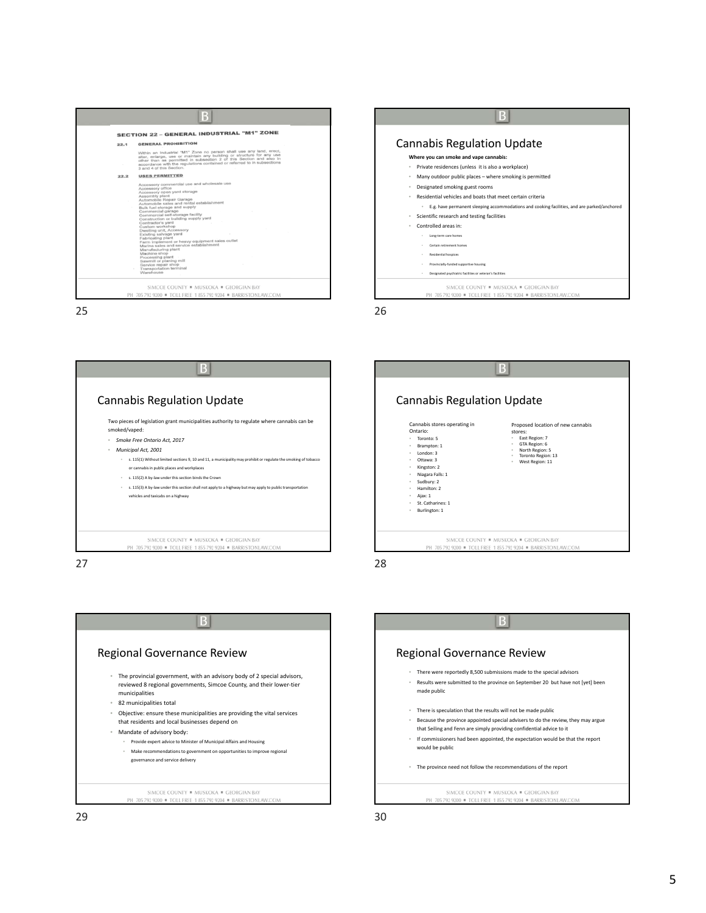## SECTION 22 – GENERAL INDUSTRIAL "M1" ZONE

**22.1 GENERAL PROHIBITION**

Within an Industrial "M1" Zone no person shall use any land, erect, alter, enlarge, use or maintain any building or structure for any use other than as permitted in subsection 2 of this Section and also in accordance with the regulations contained or referred to in subsections 3 and 4 of this Section.

**22.2 USES PERMITTED**

Accessory commercial use and wholesale use
Accessory office
Accessory open yard storage
Assembly plant
Automobile Repair Garage
Automobile sales and rental establishment
Bulk fuel storage and supply
Commercial garage
Commercial self-storage facility
Construction or building supply yard
Contractor's yard
Custom workshop
Dwelling unit, Accessory
Existing salvage yard
Fabricating plant
Farm implement or heavy equipment sales outlet
Marina sales and service establishment
Manufacturing plant
Machine shop
Processing plant
Sawmill or planing mill
Service repair shop
Transportation terminal
Warehouse

## Cannabis Regulation Update

**Where you can smoke and vape cannabis:**

- Private residences (unless it is also a workplace)
- Many outdoor public places – where smoking is permitted
- Designated smoking guest rooms
- Residential vehicles and boats that meet certain criteria
  - E.g. have permanent sleeping accommodations and cooking facilities, and are parked/anchored
- Scientific research and testing facilities
- Controlled areas in:
  - Long-term care homes
  - Certain retirement homes
  - Residential hospices
  - Provincially-funded supportive housing
  - Designated psychiatric facilities or veteran's facilities

## Cannabis Regulation Update

Two pieces of legislation grant municipalities authority to regulate where cannabis can be smoked/vaped:

- *Smoke Free Ontario Act, 2017*
- *Municipal Act, 2001*
  - s. 115(1) Without limited sections 9, 10 and 11, a municipality may prohibit or regulate the smoking of tobacco or cannabis in public places and workplaces
  - s. 115(2) A by-law under this section binds the Crown
  - s. 115(3) A by-law under this section shall not apply to a highway but may apply to public transportation vehicles and taxicabs on a highway

## Cannabis Regulation Update

Cannabis stores operating in Ontario:

- Toronto: 5
- Brampton: 1
- London: 3
- Ottawa: 3
- Kingston: 2
- Niagara Falls: 1
- Sudbury: 2
- Hamilton: 2
- Ajax: 1
- St. Catharines: 1
- Burlington: 1

Proposed location of new cannabis stores:

- East Region: 7
- GTA Region: 6
- North Region: 5
- Toronto Region: 13
- West Region: 11

## Regional Governance Review

- The provincial government, with an advisory body of 2 special advisors, reviewed 8 regional governments, Simcoe County, and their lower-tier municipalities
- 82 municipalities total
- Objective: ensure these municipalities are providing the vital services that residents and local businesses depend on
- Mandate of advisory body:
  - Provide expert advice to Minister of Municipal Affairs and Housing
  - Make recommendations to government on opportunities to improve regional governance and service delivery

## Regional Governance Review

- There were reportedly 8,500 submissions made to the special advisors
- Results were submitted to the province on September 20 but have not [yet] been made public
- There is speculation that the results will not be made public
- Because the province appointed special advisers to do the review, they may argue that Seiling and Fenn are simply providing confidential advice to it
- If commissioners had been appointed, the expectation would be that the report would be public
- The province need not follow the recommendations of the report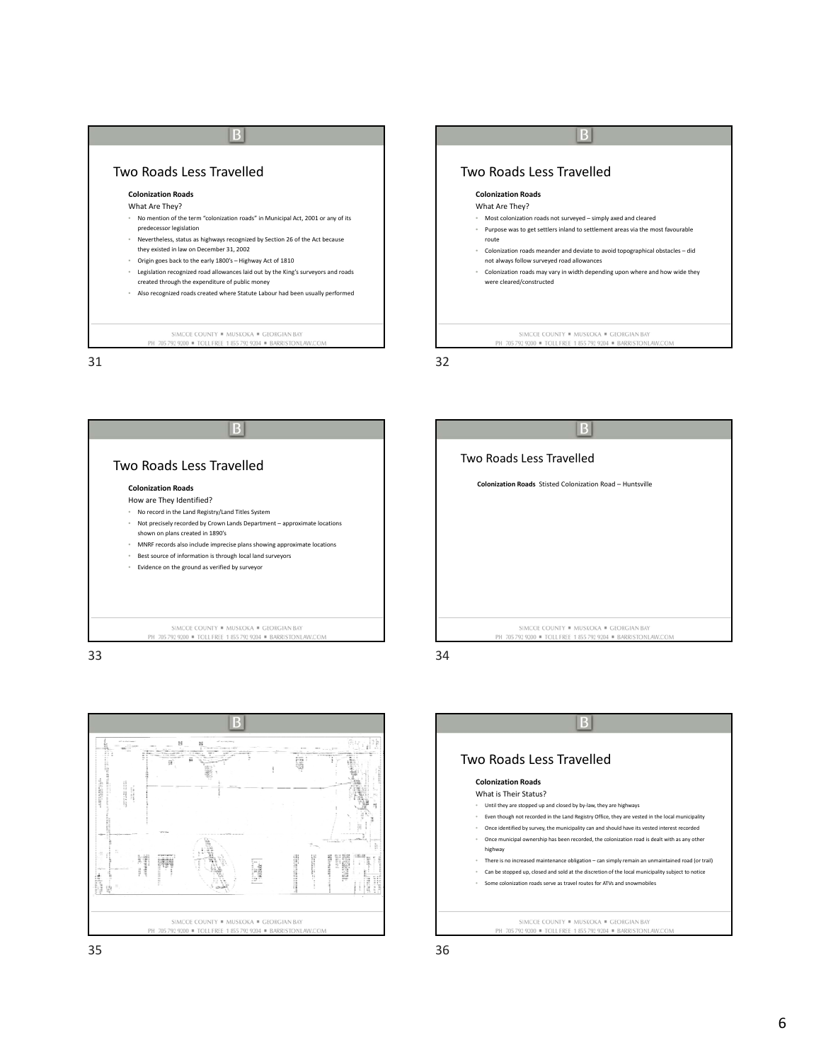## Two Roads Less Travelled

**Colonization Roads**

What Are They?

- No mention of the term "colonization roads" in Municipal Act, 2001 or any of its predecessor legislation
- Nevertheless, status as highways recognized by Section 26 of the Act because they existed in law on December 31, 2002
- Origin goes back to the early 1800's – Highway Act of 1810
- Legislation recognized road allowances laid out by the King's surveyors and roads created through the expenditure of public money
- Also recognized roads created where Statute Labour had been usually performed

## Two Roads Less Travelled

**Colonization Roads**

What Are They?

- Most colonization roads not surveyed – simply axed and cleared
- Purpose was to get settlers inland to settlement areas via the most favourable route
- Colonization roads meander and deviate to avoid topographical obstacles – did not always follow surveyed road allowances
- Colonization roads may vary in width depending upon where and how wide they were cleared/constructed

## Two Roads Less Travelled

**Colonization Roads**

How are They Identified?

- No record in the Land Registry/Land Titles System
- Not precisely recorded by Crown Lands Department – approximate locations shown on plans created in 1890's
- MNRF records also include imprecise plans showing approximate locations
- Best source of information is through local land surveyors
- Evidence on the ground as verified by surveyor

## Two Roads Less Travelled

**Colonization Roads** Stisted Colonization Road – Huntsville

## Two Roads Less Travelled

**Colonization Roads**

What is Their Status?

- Until they are stopped up and closed by by-law, they are highways
- Even though not recorded in the Land Registry Office, they are vested in the local municipality
- Once identified by survey, the municipality can and should have its vested interest recorded
- Once municipal ownership has been recorded, the colonization road is dealt with as any other highway
- There is no increased maintenance obligation – can simply remain an unmaintained road (or trail)
- Can be stopped up, closed and sold at the discretion of the local municipality subject to notice
- Some colonization roads serve as travel routes for ATVs and snowmobiles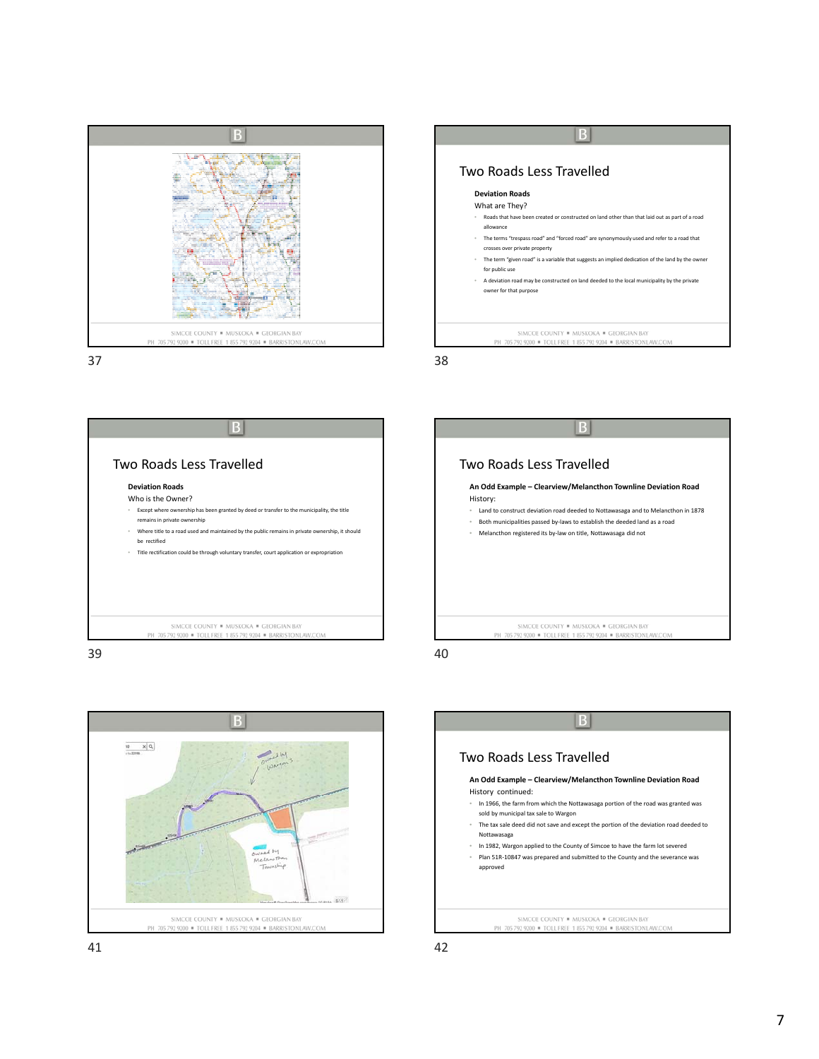## Two Roads Less Travelled

**Deviation Roads**

What are They?

- Roads that have been created or constructed on land other than that laid out as part of a road allowance
- The terms "trespass road" and "forced road" are synonymously used and refer to a road that crosses over private property
- The term "given road" is a variable that suggests an implied dedication of the land by the owner for public use
- A deviation road may be constructed on land deeded to the local municipality by the private owner for that purpose

## Two Roads Less Travelled

**Deviation Roads**

Who is the Owner?

- Except where ownership has been granted by deed or transfer to the municipality, the title remains in private ownership
- Where title to a road used and maintained by the public remains in private ownership, it should be rectified
- Title rectification could be through voluntary transfer, court application or expropriation

## Two Roads Less Travelled

**An Odd Example – Clearview/Melancthon Townline Deviation Road**

History:

- Land to construct deviation road deeded to Nottawasaga and to Melancthon in 1878
- Both municipalities passed by-laws to establish the deeded land as a road
- Melancthon registered its by-law on title, Nottawasaga did not

## Two Roads Less Travelled

**An Odd Example – Clearview/Melancthon Townline Deviation Road**

History continued:

- In 1966, the farm from which the Nottawasaga portion of the road was granted was sold by municipal tax sale to Wargon
- The tax sale deed did not save and except the portion of the deviation road deeded to Nottawasaga
- In 1982, Wargon applied to the County of Simcoe to have the farm lot severed
- Plan 51R-10847 was prepared and submitted to the County and the severance was approved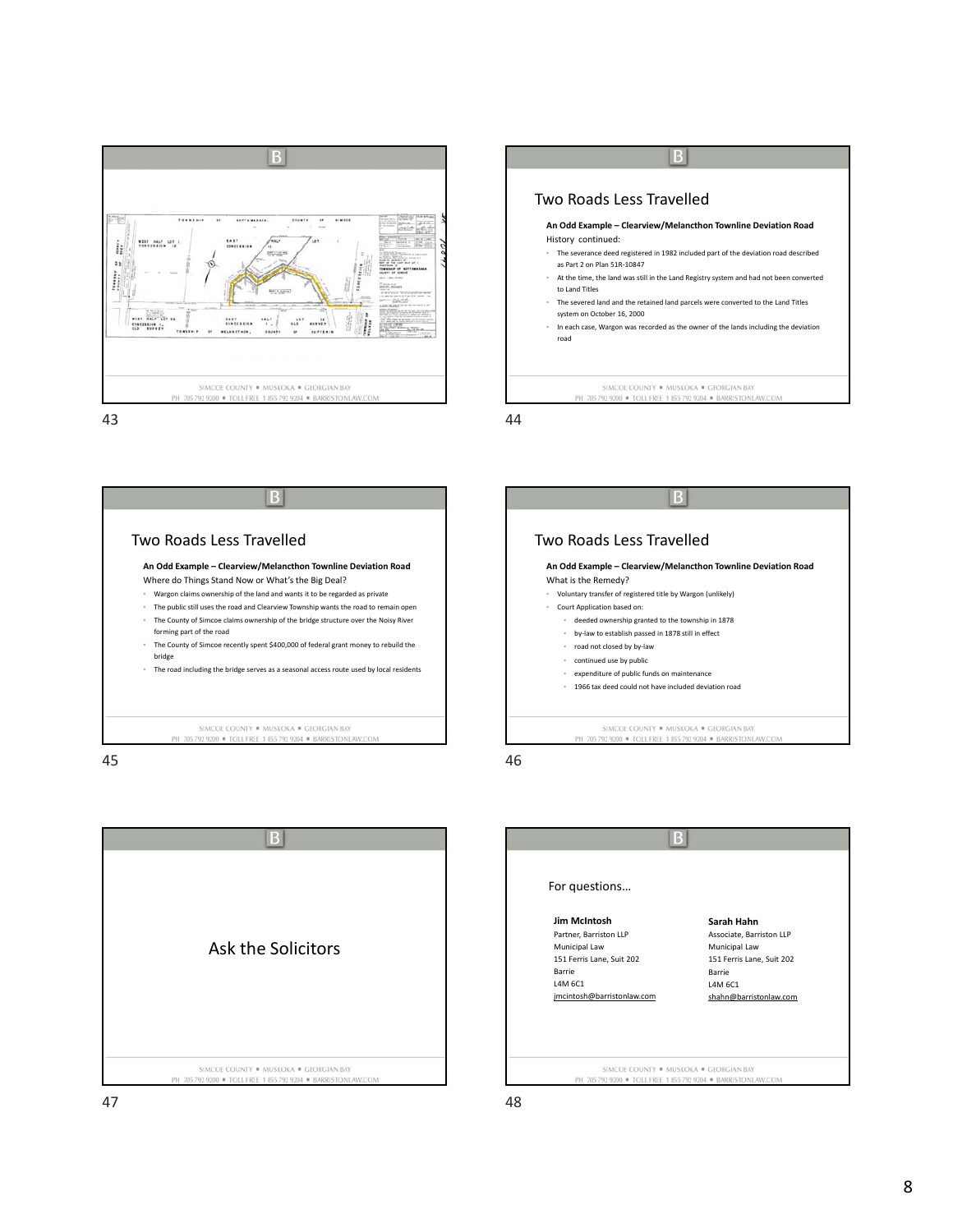## Two Roads Less Travelled

**An Odd Example – Clearview/Melancthon Townline Deviation Road**

History continued:

- The severance deed registered in 1982 included part of the deviation road described as Part 2 on Plan 51R-10847
- At the time, the land was still in the Land Registry system and had not been converted to Land Titles
- The severed land and the retained land parcels were converted to the Land Titles system on October 16, 2000
- In each case, Wargon was recorded as the owner of the lands including the deviation road

## Two Roads Less Travelled

**An Odd Example – Clearview/Melancthon Townline Deviation Road**

Where do Things Stand Now or What's the Big Deal?

- Wargon claims ownership of the land and wants it to be regarded as private
- The public still uses the road and Clearview Township wants the road to remain open
- The County of Simcoe claims ownership of the bridge structure over the Noisy River forming part of the road
- The County of Simcoe recently spent $400,000 of federal grant money to rebuild the bridge
- The road including the bridge serves as a seasonal access route used by local residents

## Two Roads Less Travelled

**An Odd Example – Clearview/Melancthon Townline Deviation Road**

What is the Remedy?

- Voluntary transfer of registered title by Wargon (unlikely)
- Court Application based on:
  - deeded ownership granted to the township in 1878
  - by-law to establish passed in 1878 still in effect
  - road not closed by by-law
  - continued use by public
  - expenditure of public funds on maintenance
  - 1966 tax deed could not have included deviation road

## Ask the Solicitors

For questions…

**Jim McIntosh**
Partner, Barriston LLP
Municipal Law
151 Ferris Lane, Suit 202
Barrie
L4M 6C1
jmcintosh@barristonlaw.com

**Sarah Hahn**
Associate, Barriston LLP
Municipal Law
151 Ferris Lane, Suit 202
Barrie
L4M 6C1
shahn@barristonlaw.com